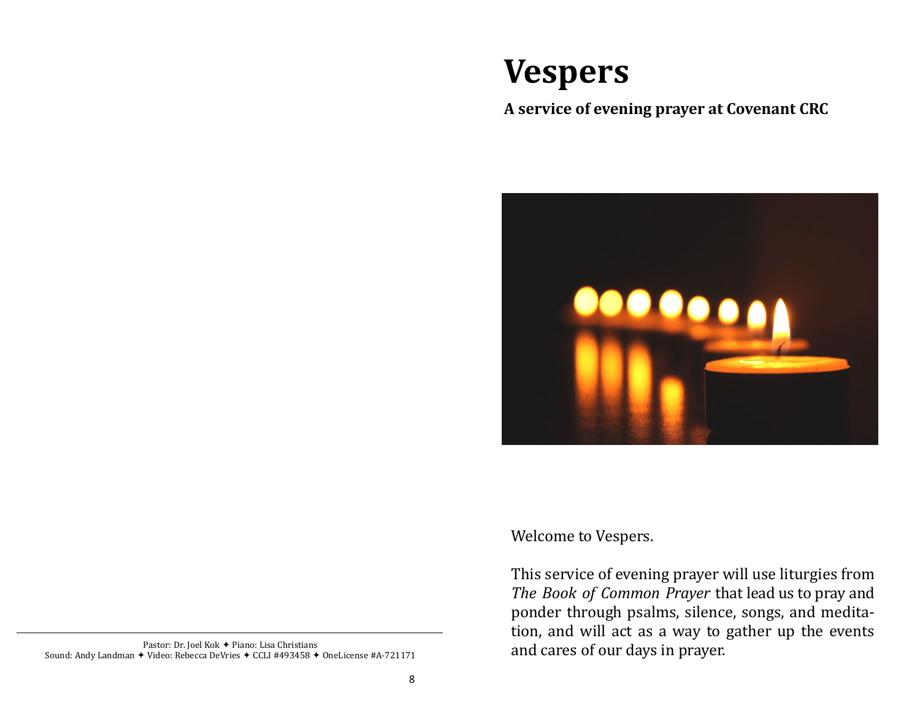Pastor: Dr. Joel Kok ✦ Piano: Lisa Christians
Sound: Andy Landman ✦ Video: Rebecca DeVries ✦ CCLI #493458 ✦ OneLicense #A-721171

# Vespers

**A service of evening prayer at Covenant CRC**

Welcome to Vespers.

This service of evening prayer will use liturgies from *The Book of Common Prayer* that lead us to pray and ponder through psalms, silence, songs, and meditation, and will act as a way to gather up the events and cares of our days in prayer.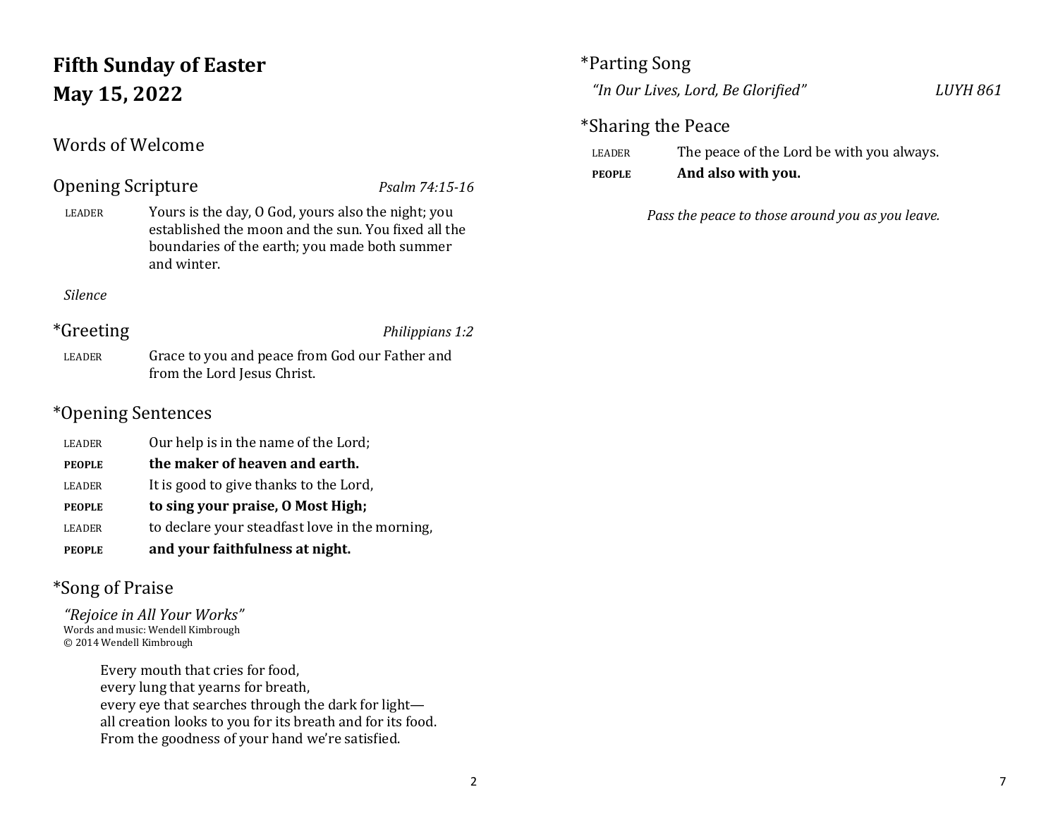# Fifth Sunday of Easter
# May 15, 2022

## Words of Welcome

## Opening Scripture *Psalm 74:15-16*

LEADER Yours is the day, O God, yours also the night; you established the moon and the sun. You fixed all the boundaries of the earth; you made both summer and winter.

*Silence*

## *Greeting *Philippians 1:2*

LEADER Grace to you and peace from God our Father and from the Lord Jesus Christ.

## *Opening Sentences

LEADER Our help is in the name of the Lord;
**PEOPLE the maker of heaven and earth.**
LEADER It is good to give thanks to the Lord,
**PEOPLE to sing your praise, O Most High;**
LEADER to declare your steadfast love in the morning,
**PEOPLE and your faithfulness at night.**

## *Song of Praise

*"Rejoice in All Your Works"*
Words and music: Wendell Kimbrough
© 2014 Wendell Kimbrough

Every mouth that cries for food,
every lung that yearns for breath,
every eye that searches through the dark for light—
all creation looks to you for its breath and for its food.
From the goodness of your hand we're satisfied.

## *Parting Song

*"In Our Lives, Lord, Be Glorified"* *LUYH 861*

## *Sharing the Peace

LEADER The peace of the Lord be with you always.
**PEOPLE And also with you.**

*Pass the peace to those around you as you leave.*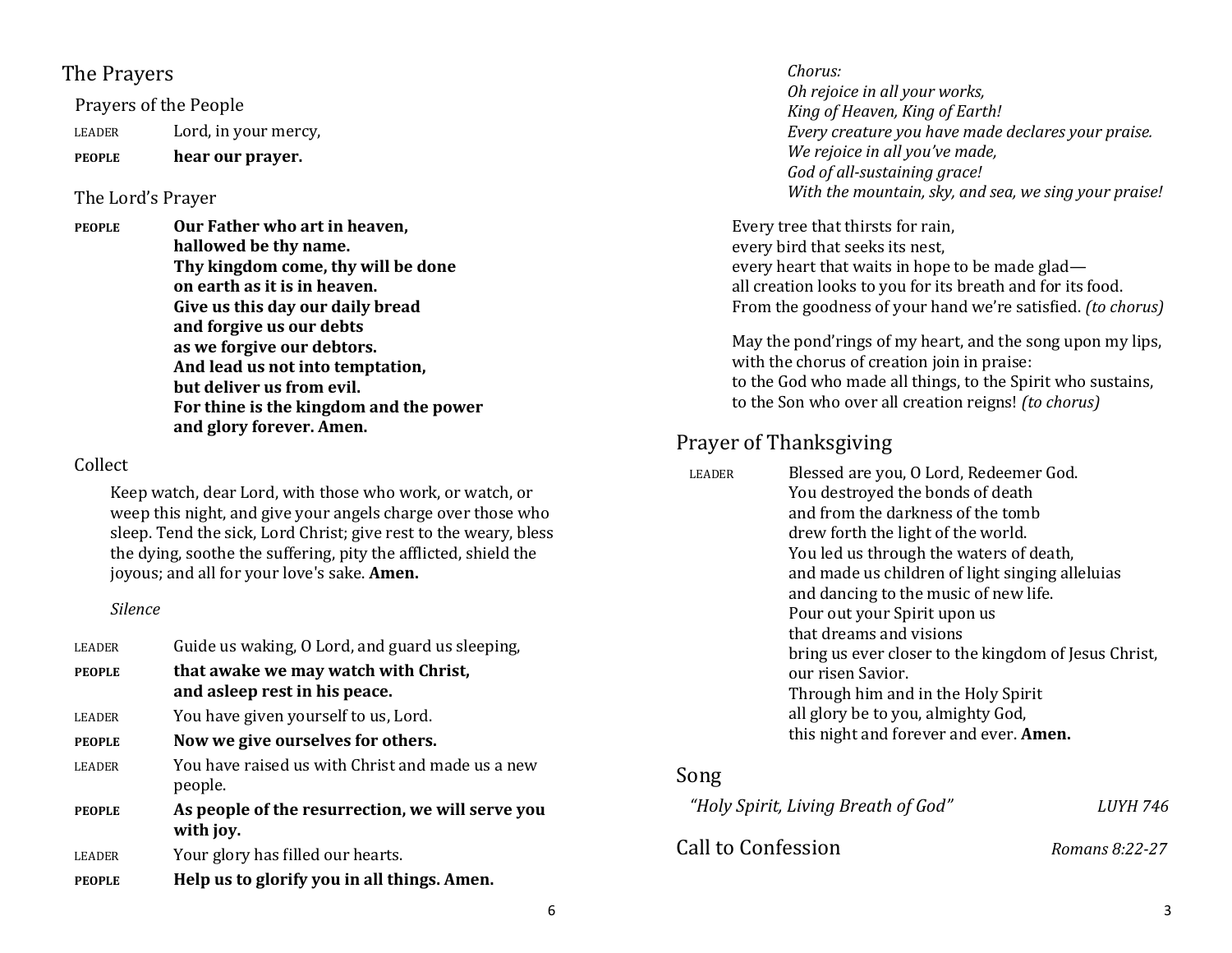## The Prayers

### Prayers of the People

LEADER Lord, in your mercy,

**PEOPLE** **hear our prayer.**

### The Lord's Prayer

**PEOPLE** **Our Father who art in heaven,**
**hallowed be thy name.**
**Thy kingdom come, thy will be done**
**on earth as it is in heaven.**
**Give us this day our daily bread**
**and forgive us our debts**
**as we forgive our debtors.**
**And lead us not into temptation,**
**but deliver us from evil.**
**For thine is the kingdom and the power**
**and glory forever. Amen.**

### Collect

Keep watch, dear Lord, with those who work, or watch, or weep this night, and give your angels charge over those who sleep. Tend the sick, Lord Christ; give rest to the weary, bless the dying, soothe the suffering, pity the afflicted, shield the joyous; and all for your love's sake. **Amen.**

*Silence*

LEADER Guide us waking, O Lord, and guard us sleeping,

**PEOPLE** **that awake we may watch with Christ,**
**and asleep rest in his peace.**

LEADER You have given yourself to us, Lord.

**PEOPLE** **Now we give ourselves for others.**

LEADER You have raised us with Christ and made us a new people.

**PEOPLE** **As people of the resurrection, we will serve you with joy.**

LEADER Your glory has filled our hearts.

**PEOPLE** **Help us to glorify you in all things. Amen.**

*Chorus:*
*Oh rejoice in all your works,*
*King of Heaven, King of Earth!*
*Every creature you have made declares your praise.*
*We rejoice in all you've made,*
*God of all-sustaining grace!*
*With the mountain, sky, and sea, we sing your praise!*

Every tree that thirsts for rain,
every bird that seeks its nest,
every heart that waits in hope to be made glad—
all creation looks to you for its breath and for its food.
From the goodness of your hand we're satisfied. *(to chorus)*

May the pond'rings of my heart, and the song upon my lips,
with the chorus of creation join in praise:
to the God who made all things, to the Spirit who sustains,
to the Son who over all creation reigns! *(to chorus)*

## Prayer of Thanksgiving

LEADER Blessed are you, O Lord, Redeemer God.
You destroyed the bonds of death
and from the darkness of the tomb
drew forth the light of the world.
You led us through the waters of death,
and made us children of light singing alleluias
and dancing to the music of new life.
Pour out your Spirit upon us
that dreams and visions
bring us ever closer to the kingdom of Jesus Christ,
our risen Savior.
Through him and in the Holy Spirit
all glory be to you, almighty God,
this night and forever and ever. **Amen.**

## Song

*"Holy Spirit, Living Breath of God"* *LUYH 746*

## Call to Confession *Romans 8:22-27*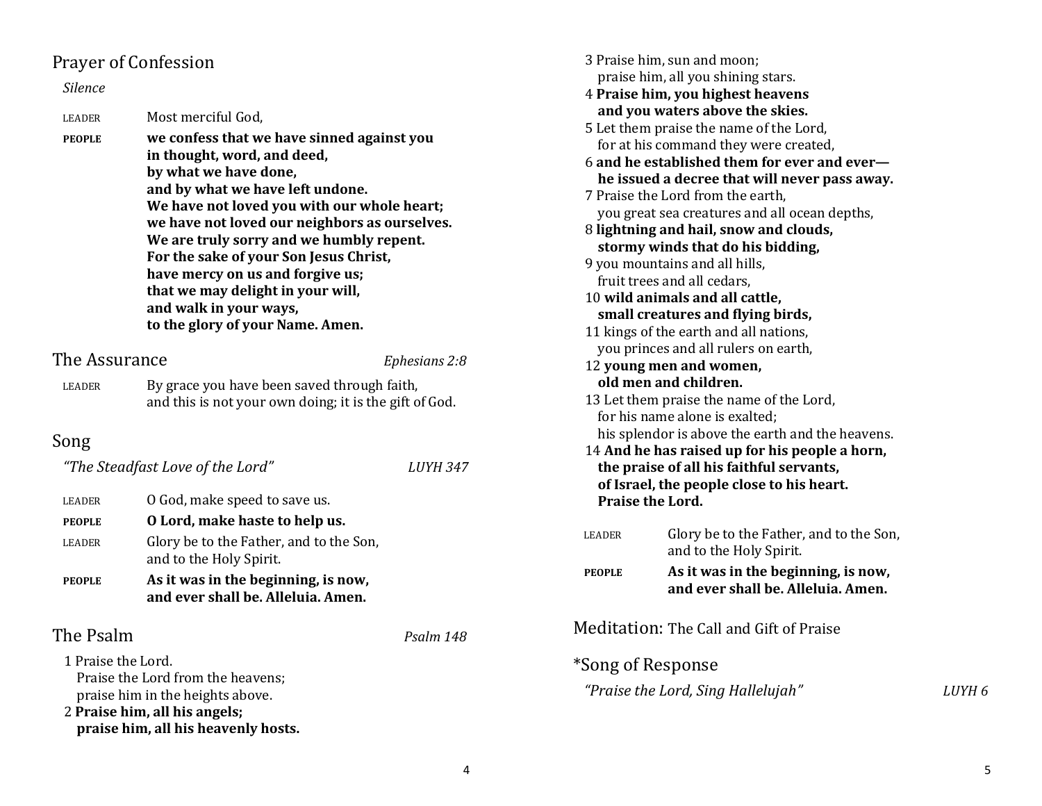## Prayer of Confession

*Silence*

LEADER Most merciful God,

**PEOPLE** **we confess that we have sinned against you**
**in thought, word, and deed,**
**by what we have done,**
**and by what we have left undone.**
**We have not loved you with our whole heart;**
**we have not loved our neighbors as ourselves.**
**We are truly sorry and we humbly repent.**
**For the sake of your Son Jesus Christ,**
**have mercy on us and forgive us;**
**that we may delight in your will,**
**and walk in your ways,**
**to the glory of your Name. Amen.**

## The Assurance *Ephesians 2:8*

LEADER By grace you have been saved through faith,
and this is not your own doing; it is the gift of God.

## Song

*"The Steadfast Love of the Lord"* *LUYH 347*

LEADER O God, make speed to save us.

**PEOPLE** **O Lord, make haste to help us.**

LEADER Glory be to the Father, and to the Son,
and to the Holy Spirit.

**PEOPLE** **As it was in the beginning, is now,**
**and ever shall be. Alleluia. Amen.**

## The Psalm *Psalm 148*

1 Praise the Lord.
Praise the Lord from the heavens;
praise him in the heights above.

2 **Praise him, all his angels;**
**praise him, all his heavenly hosts.**

3 Praise him, sun and moon;
praise him, all you shining stars.

4 **Praise him, you highest heavens**
**and you waters above the skies.**

5 Let them praise the name of the Lord,
for at his command they were created,

6 **and he established them for ever and ever—**
**he issued a decree that will never pass away.**

7 Praise the Lord from the earth,
you great sea creatures and all ocean depths,

8 **lightning and hail, snow and clouds,**
**stormy winds that do his bidding,**

9 you mountains and all hills,
fruit trees and all cedars,

10 **wild animals and all cattle,**
**small creatures and flying birds,**

11 kings of the earth and all nations,
you princes and all rulers on earth,

12 **young men and women,**
**old men and children.**

13 Let them praise the name of the Lord,
for his name alone is exalted;
his splendor is above the earth and the heavens.

14 **And he has raised up for his people a horn,**
**the praise of all his faithful servants,**
**of Israel, the people close to his heart.**
**Praise the Lord.**

LEADER Glory be to the Father, and to the Son,
and to the Holy Spirit.

**PEOPLE** **As it was in the beginning, is now,**
**and ever shall be. Alleluia. Amen.**

## Meditation: The Call and Gift of Praise

## *Song of Response

*"Praise the Lord, Sing Hallelujah"* *LUYH 6*